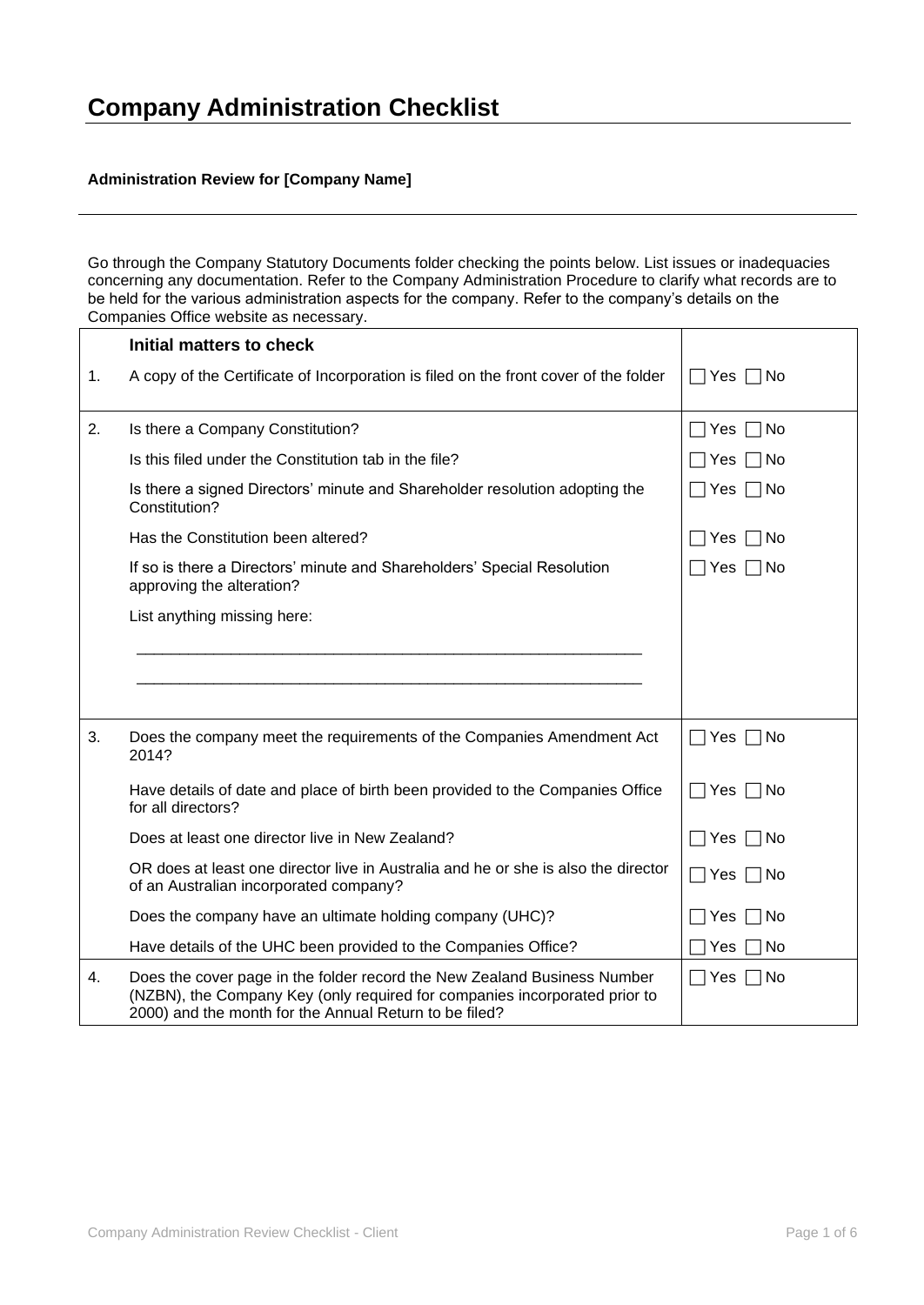# Company Administration Checklist

**Administration Review for [Company Name]**

---

Go through the Company Statutory Documents folder checking the points below. List issues or inadequacies concerning any documentation. Refer to the Company Administration Procedure to clarify what records are to be held for the various administration aspects for the company. Refer to the company's details on the Companies Office website as necessary.

| | **Initial matters to check** | |
|---|---|---|
| 1. | A copy of the Certificate of Incorporation is filed on the front cover of the folder | ☐ Yes ☐ No |
| 2. | Is there a Company Constitution? | ☐ Yes ☐ No |
| | Is this filed under the Constitution tab in the file? | ☐ Yes ☐ No |
| | Is there a signed Directors' minute and Shareholder resolution adopting the Constitution? | ☐ Yes ☐ No |
| | Has the Constitution been altered? | ☐ Yes ☐ No |
| | If so is there a Directors' minute and Shareholders' Special Resolution approving the alteration? | ☐ Yes ☐ No |
| | List anything missing here:<br><br>\_\_\_\_\_\_\_\_\_\_\_\_\_\_\_\_\_\_\_\_\_\_\_\_\_\_\_\_\_\_\_\_\_\_\_\_\_\_\_\_\_\_\_\_\_\_\_\_\_\_\_\_\_\_\_\_<br><br>\_\_\_\_\_\_\_\_\_\_\_\_\_\_\_\_\_\_\_\_\_\_\_\_\_\_\_\_\_\_\_\_\_\_\_\_\_\_\_\_\_\_\_\_\_\_\_\_\_\_\_\_\_\_\_\_ | |
| 3. | Does the company meet the requirements of the Companies Amendment Act 2014? | ☐ Yes ☐ No |
| | Have details of date and place of birth been provided to the Companies Office for all directors? | ☐ Yes ☐ No |
| | Does at least one director live in New Zealand? | ☐ Yes ☐ No |
| | OR does at least one director live in Australia and he or she is also the director of an Australian incorporated company? | ☐ Yes ☐ No |
| | Does the company have an ultimate holding company (UHC)? | ☐ Yes ☐ No |
| | Have details of the UHC been provided to the Companies Office? | ☐ Yes ☐ No |
| 4. | Does the cover page in the folder record the New Zealand Business Number (NZBN), the Company Key (only required for companies incorporated prior to 2000) and the month for the Annual Return to be filed? | ☐ Yes ☐ No |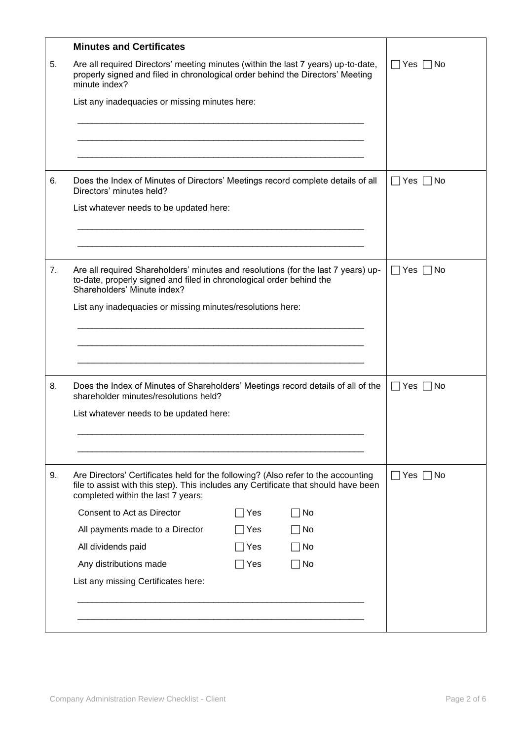| | **Minutes and Certificates** | |
|---|---|---|
| 5. | Are all required Directors' meeting minutes (within the last 7 years) up-to-date, properly signed and filed in chronological order behind the Directors' Meeting minute index?<br><br>List any inadequacies or missing minutes here:<br><br>\_\_\_\_\_\_\_\_\_\_\_\_\_\_\_\_\_\_\_\_\_\_\_\_\_\_\_\_\_\_\_\_\_\_\_\_\_\_\_\_\_\_\_\_\_\_\_\_\_\_\_\_\_\_\_\_\_\_\_\_<br>\_\_\_\_\_\_\_\_\_\_\_\_\_\_\_\_\_\_\_\_\_\_\_\_\_\_\_\_\_\_\_\_\_\_\_\_\_\_\_\_\_\_\_\_\_\_\_\_\_\_\_\_\_\_\_\_\_\_\_\_<br>\_\_\_\_\_\_\_\_\_\_\_\_\_\_\_\_\_\_\_\_\_\_\_\_\_\_\_\_\_\_\_\_\_\_\_\_\_\_\_\_\_\_\_\_\_\_\_\_\_\_\_\_\_\_\_\_\_\_\_\_ | ☐ Yes ☐ No |
| 6. | Does the Index of Minutes of Directors' Meetings record complete details of all Directors' minutes held?<br><br>List whatever needs to be updated here:<br><br>\_\_\_\_\_\_\_\_\_\_\_\_\_\_\_\_\_\_\_\_\_\_\_\_\_\_\_\_\_\_\_\_\_\_\_\_\_\_\_\_\_\_\_\_\_\_\_\_\_\_\_\_\_\_\_\_\_\_\_\_<br>\_\_\_\_\_\_\_\_\_\_\_\_\_\_\_\_\_\_\_\_\_\_\_\_\_\_\_\_\_\_\_\_\_\_\_\_\_\_\_\_\_\_\_\_\_\_\_\_\_\_\_\_\_\_\_\_\_\_\_\_ | ☐ Yes ☐ No |
| 7. | Are all required Shareholders' minutes and resolutions (for the last 7 years) up-to-date, properly signed and filed in chronological order behind the Shareholders' Minute index?<br><br>List any inadequacies or missing minutes/resolutions here:<br><br>\_\_\_\_\_\_\_\_\_\_\_\_\_\_\_\_\_\_\_\_\_\_\_\_\_\_\_\_\_\_\_\_\_\_\_\_\_\_\_\_\_\_\_\_\_\_\_\_\_\_\_\_\_\_\_\_\_\_\_\_<br>\_\_\_\_\_\_\_\_\_\_\_\_\_\_\_\_\_\_\_\_\_\_\_\_\_\_\_\_\_\_\_\_\_\_\_\_\_\_\_\_\_\_\_\_\_\_\_\_\_\_\_\_\_\_\_\_\_\_\_\_<br>\_\_\_\_\_\_\_\_\_\_\_\_\_\_\_\_\_\_\_\_\_\_\_\_\_\_\_\_\_\_\_\_\_\_\_\_\_\_\_\_\_\_\_\_\_\_\_\_\_\_\_\_\_\_\_\_\_\_\_\_ | ☐ Yes ☐ No |
| 8. | Does the Index of Minutes of Shareholders' Meetings record details of all of the shareholder minutes/resolutions held?<br><br>List whatever needs to be updated here:<br><br>\_\_\_\_\_\_\_\_\_\_\_\_\_\_\_\_\_\_\_\_\_\_\_\_\_\_\_\_\_\_\_\_\_\_\_\_\_\_\_\_\_\_\_\_\_\_\_\_\_\_\_\_\_\_\_\_\_\_\_\_<br>\_\_\_\_\_\_\_\_\_\_\_\_\_\_\_\_\_\_\_\_\_\_\_\_\_\_\_\_\_\_\_\_\_\_\_\_\_\_\_\_\_\_\_\_\_\_\_\_\_\_\_\_\_\_\_\_\_\_\_\_ | ☐ Yes ☐ No |
| 9. | Are Directors' Certificates held for the following? (Also refer to the accounting file to assist with this step). This includes any Certificate that should have been completed within the last 7 years:<br><br>Consent to Act as Director ☐ Yes ☐ No<br>All payments made to a Director ☐ Yes ☐ No<br>All dividends paid ☐ Yes ☐ No<br>Any distributions made ☐ Yes ☐ No<br><br>List any missing Certificates here:<br><br>\_\_\_\_\_\_\_\_\_\_\_\_\_\_\_\_\_\_\_\_\_\_\_\_\_\_\_\_\_\_\_\_\_\_\_\_\_\_\_\_\_\_\_\_\_\_\_\_\_\_\_\_\_\_\_\_\_\_\_\_<br>\_\_\_\_\_\_\_\_\_\_\_\_\_\_\_\_\_\_\_\_\_\_\_\_\_\_\_\_\_\_\_\_\_\_\_\_\_\_\_\_\_\_\_\_\_\_\_\_\_\_\_\_\_\_\_\_\_\_\_\_ | ☐ Yes ☐ No |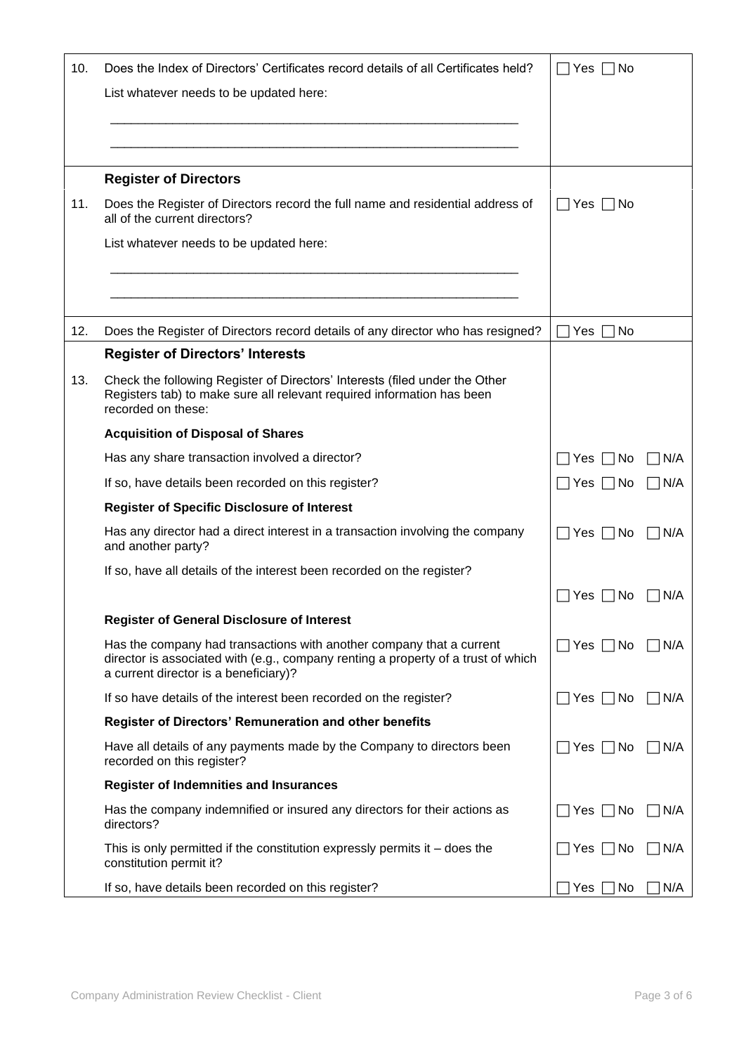| | | |
|---|---|---|
| 10. | Does the Index of Directors' Certificates record details of all Certificates held?<br><br>List whatever needs to be updated here:<br><br>\_\_\_\_\_\_\_\_\_\_\_\_\_\_\_\_\_\_\_\_\_\_\_\_\_\_\_\_\_\_\_\_\_\_\_\_\_\_\_\_\_\_\_\_\_\_\_\_\_\_\_\_\_\_\_\_\_\_\_<br><br>\_\_\_\_\_\_\_\_\_\_\_\_\_\_\_\_\_\_\_\_\_\_\_\_\_\_\_\_\_\_\_\_\_\_\_\_\_\_\_\_\_\_\_\_\_\_\_\_\_\_\_\_\_\_\_\_\_\_\_ | ☐ Yes ☐ No |
| | **Register of Directors** | |
| 11. | Does the Register of Directors record the full name and residential address of all of the current directors?<br><br>List whatever needs to be updated here:<br><br>\_\_\_\_\_\_\_\_\_\_\_\_\_\_\_\_\_\_\_\_\_\_\_\_\_\_\_\_\_\_\_\_\_\_\_\_\_\_\_\_\_\_\_\_\_\_\_\_\_\_\_\_\_\_\_\_\_\_\_<br><br>\_\_\_\_\_\_\_\_\_\_\_\_\_\_\_\_\_\_\_\_\_\_\_\_\_\_\_\_\_\_\_\_\_\_\_\_\_\_\_\_\_\_\_\_\_\_\_\_\_\_\_\_\_\_\_\_\_\_\_ | ☐ Yes ☐ No |
| 12. | Does the Register of Directors record details of any director who has resigned? | ☐ Yes ☐ No |
| | **Register of Directors' Interests** | |
| 13. | Check the following Register of Directors' Interests (filed under the Other Registers tab) to make sure all relevant required information has been recorded on these: | |
| | **Acquisition of Disposal of Shares** | |
| | Has any share transaction involved a director? | ☐ Yes ☐ No ☐ N/A |
| | If so, have details been recorded on this register? | ☐ Yes ☐ No ☐ N/A |
| | **Register of Specific Disclosure of Interest** | |
| | Has any director had a direct interest in a transaction involving the company and another party? | ☐ Yes ☐ No ☐ N/A |
| | If so, have all details of the interest been recorded on the register? | ☐ Yes ☐ No ☐ N/A |
| | **Register of General Disclosure of Interest** | |
| | Has the company had transactions with another company that a current director is associated with (e.g., company renting a property of a trust of which a current director is a beneficiary)? | ☐ Yes ☐ No ☐ N/A |
| | If so have details of the interest been recorded on the register? | ☐ Yes ☐ No ☐ N/A |
| | **Register of Directors' Remuneration and other benefits** | |
| | Have all details of any payments made by the Company to directors been recorded on this register? | ☐ Yes ☐ No ☐ N/A |
| | **Register of Indemnities and Insurances** | |
| | Has the company indemnified or insured any directors for their actions as directors? | ☐ Yes ☐ No ☐ N/A |
| | This is only permitted if the constitution expressly permits it – does the constitution permit it? | ☐ Yes ☐ No ☐ N/A |
| | If so, have details been recorded on this register? | ☐ Yes ☐ No ☐ N/A |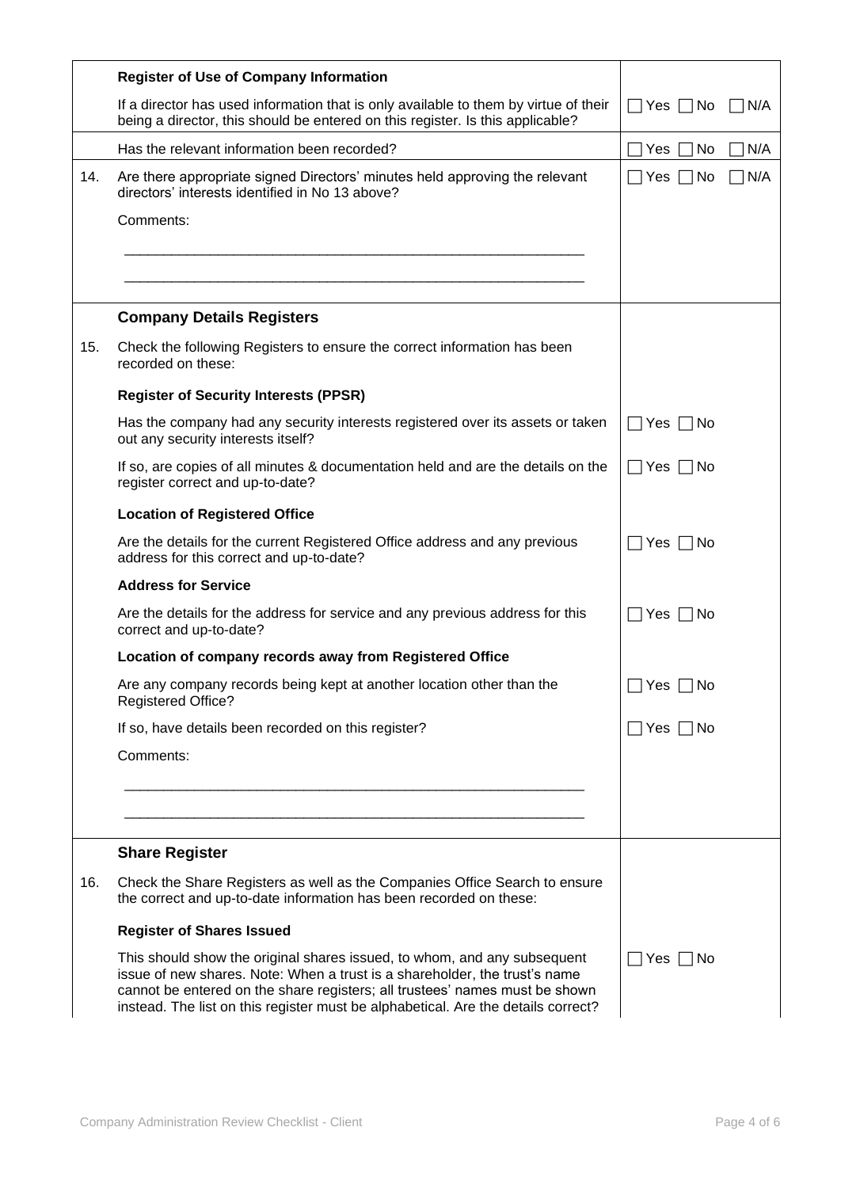| | | |
|---|---|---|
| | **Register of Use of Company Information** | |
| | If a director has used information that is only available to them by virtue of their being a director, this should be entered on this register. Is this applicable? | ☐ Yes ☐ No ☐ N/A |
| | Has the relevant information been recorded? | ☐ Yes ☐ No ☐ N/A |
| 14. | Are there appropriate signed Directors' minutes held approving the relevant directors' interests identified in No 13 above? | ☐ Yes ☐ No ☐ N/A |
| | Comments:<br><br>___________________________________________________________<br><br>___________________________________________________________ | |
| | **Company Details Registers** | |
| 15. | Check the following Registers to ensure the correct information has been recorded on these: | |
| | **Register of Security Interests (PPSR)** | |
| | Has the company had any security interests registered over its assets or taken out any security interests itself? | ☐ Yes ☐ No |
| | If so, are copies of all minutes & documentation held and are the details on the register correct and up-to-date? | ☐ Yes ☐ No |
| | **Location of Registered Office** | |
| | Are the details for the current Registered Office address and any previous address for this correct and up-to-date? | ☐ Yes ☐ No |
| | **Address for Service** | |
| | Are the details for the address for service and any previous address for this correct and up-to-date? | ☐ Yes ☐ No |
| | **Location of company records away from Registered Office** | |
| | Are any company records being kept at another location other than the Registered Office? | ☐ Yes ☐ No |
| | If so, have details been recorded on this register? | ☐ Yes ☐ No |
| | Comments:<br><br>___________________________________________________________<br><br>___________________________________________________________ | |
| | **Share Register** | |
| 16. | Check the Share Registers as well as the Companies Office Search to ensure the correct and up-to-date information has been recorded on these: | |
| | **Register of Shares Issued** | |
| | This should show the original shares issued, to whom, and any subsequent issue of new shares. Note: When a trust is a shareholder, the trust's name cannot be entered on the share registers; all trustees' names must be shown instead. The list on this register must be alphabetical. Are the details correct? | ☐ Yes ☐ No |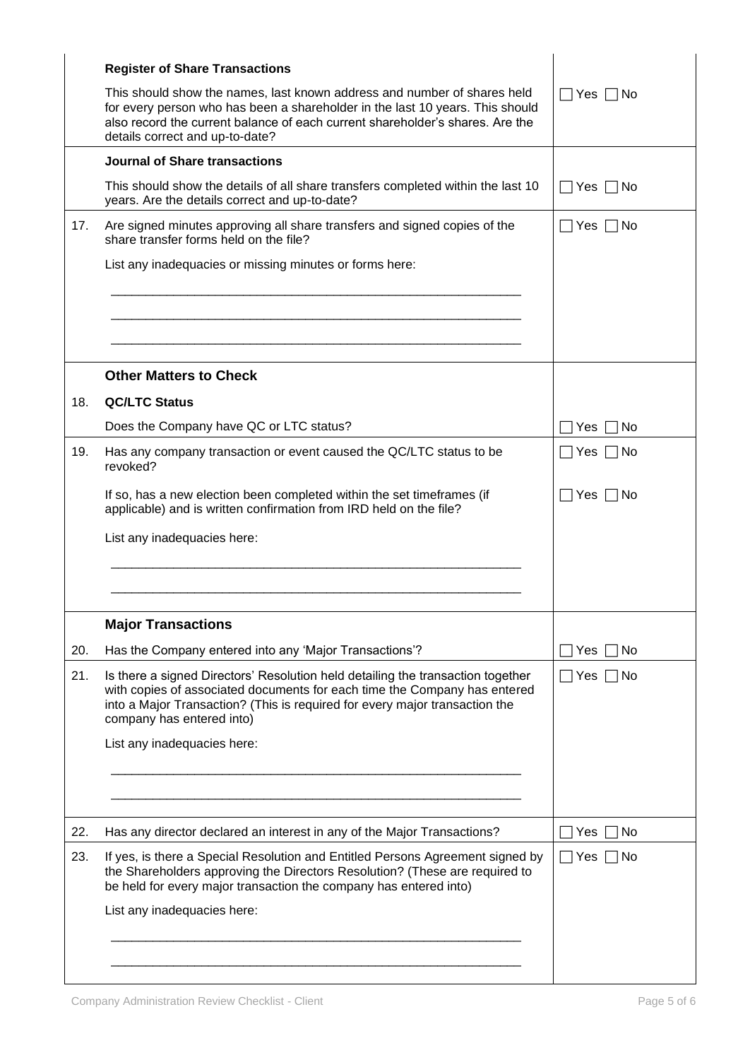| | | |
|---|---|---|
| | **Register of Share Transactions** | |
| | This should show the names, last known address and number of shares held for every person who has been a shareholder in the last 10 years. This should also record the current balance of each current shareholder's shares. Are the details correct and up-to-date? | ☐ Yes ☐ No |
| | **Journal of Share transactions** | |
| | This should show the details of all share transfers completed within the last 10 years. Are the details correct and up-to-date? | ☐ Yes ☐ No |
| 17. | Are signed minutes approving all share transfers and signed copies of the share transfer forms held on the file?<br><br>List any inadequacies or missing minutes or forms here:<br><br>\_\_\_\_\_\_\_\_\_\_\_\_\_\_\_\_\_\_\_\_\_\_\_\_\_\_\_\_\_\_\_\_\_\_\_\_\_\_\_\_\_\_\_\_\_\_\_\_<br><br>\_\_\_\_\_\_\_\_\_\_\_\_\_\_\_\_\_\_\_\_\_\_\_\_\_\_\_\_\_\_\_\_\_\_\_\_\_\_\_\_\_\_\_\_\_\_\_\_<br><br>\_\_\_\_\_\_\_\_\_\_\_\_\_\_\_\_\_\_\_\_\_\_\_\_\_\_\_\_\_\_\_\_\_\_\_\_\_\_\_\_\_\_\_\_\_\_\_\_ | ☐ Yes ☐ No |
| | **Other Matters to Check** | |
| 18. | **QC/LTC Status** | |
| | Does the Company have QC or LTC status? | ☐ Yes ☐ No |
| 19. | Has any company transaction or event caused the QC/LTC status to be revoked? | ☐ Yes ☐ No |
| | If so, has a new election been completed within the set timeframes (if applicable) and is written confirmation from IRD held on the file?<br><br>List any inadequacies here:<br><br>\_\_\_\_\_\_\_\_\_\_\_\_\_\_\_\_\_\_\_\_\_\_\_\_\_\_\_\_\_\_\_\_\_\_\_\_\_\_\_\_\_\_\_\_\_\_\_\_<br><br>\_\_\_\_\_\_\_\_\_\_\_\_\_\_\_\_\_\_\_\_\_\_\_\_\_\_\_\_\_\_\_\_\_\_\_\_\_\_\_\_\_\_\_\_\_\_\_\_ | ☐ Yes ☐ No |
| | **Major Transactions** | |
| 20. | Has the Company entered into any 'Major Transactions'? | ☐ Yes ☐ No |
| 21. | Is there a signed Directors' Resolution held detailing the transaction together with copies of associated documents for each time the Company has entered into a Major Transaction? (This is required for every major transaction the company has entered into)<br><br>List any inadequacies here:<br><br>\_\_\_\_\_\_\_\_\_\_\_\_\_\_\_\_\_\_\_\_\_\_\_\_\_\_\_\_\_\_\_\_\_\_\_\_\_\_\_\_\_\_\_\_\_\_\_\_<br><br>\_\_\_\_\_\_\_\_\_\_\_\_\_\_\_\_\_\_\_\_\_\_\_\_\_\_\_\_\_\_\_\_\_\_\_\_\_\_\_\_\_\_\_\_\_\_\_\_ | ☐ Yes ☐ No |
| 22. | Has any director declared an interest in any of the Major Transactions? | ☐ Yes ☐ No |
| 23. | If yes, is there a Special Resolution and Entitled Persons Agreement signed by the Shareholders approving the Directors Resolution? (These are required to be held for every major transaction the company has entered into)<br><br>List any inadequacies here:<br><br>\_\_\_\_\_\_\_\_\_\_\_\_\_\_\_\_\_\_\_\_\_\_\_\_\_\_\_\_\_\_\_\_\_\_\_\_\_\_\_\_\_\_\_\_\_\_\_\_<br><br>\_\_\_\_\_\_\_\_\_\_\_\_\_\_\_\_\_\_\_\_\_\_\_\_\_\_\_\_\_\_\_\_\_\_\_\_\_\_\_\_\_\_\_\_\_\_\_\_ | ☐ Yes ☐ No |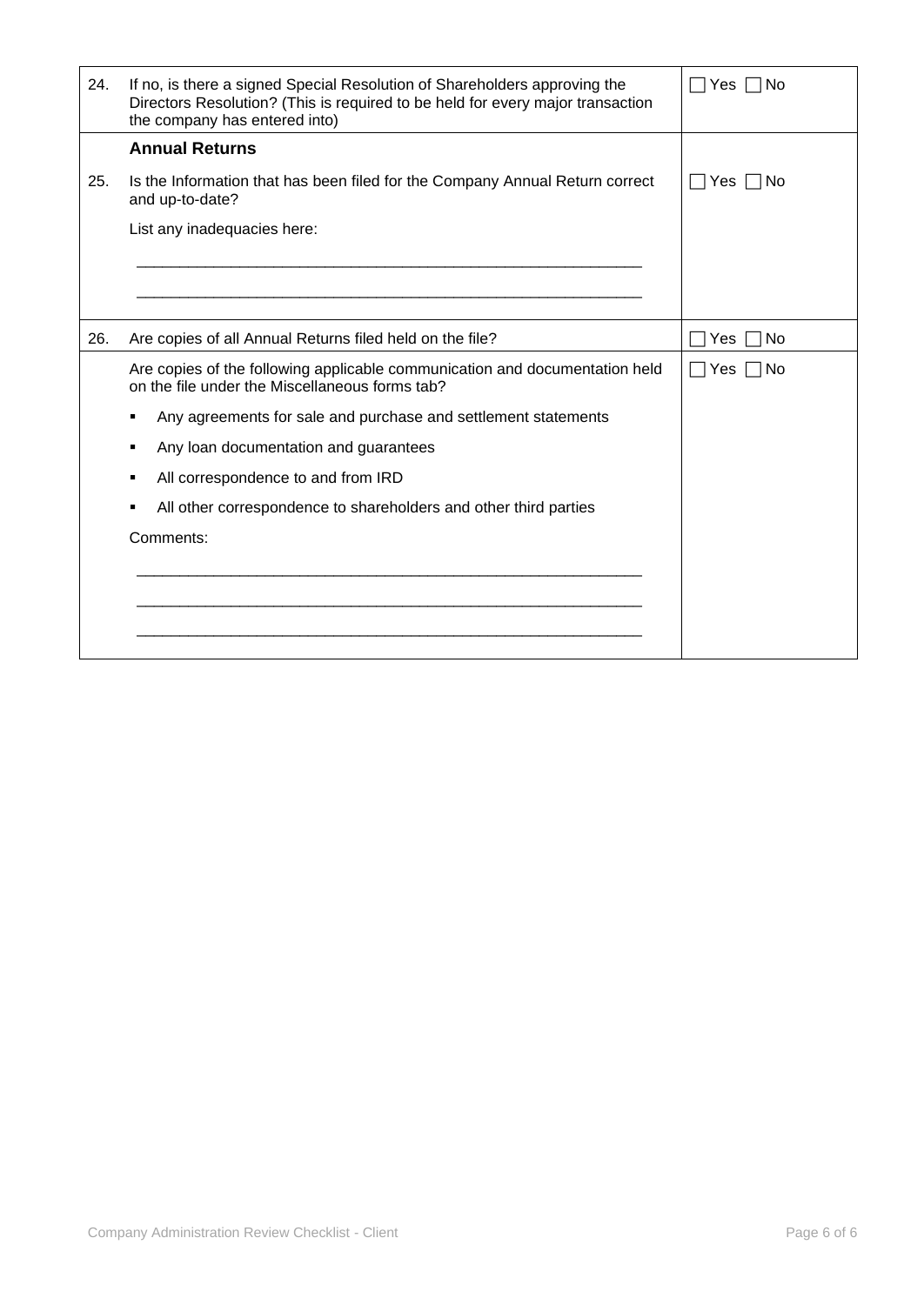| | | |
|---|---|---|
| 24. | If no, is there a signed Special Resolution of Shareholders approving the Directors Resolution? (This is required to be held for every major transaction the company has entered into) | ☐ Yes ☐ No |
| | **Annual Returns** | |
| 25. | Is the Information that has been filed for the Company Annual Return correct and up-to-date?<br><br>List any inadequacies here:<br><br>______________________________________________________________<br><br>______________________________________________________________ | ☐ Yes ☐ No |
| 26. | Are copies of all Annual Returns filed held on the file? | ☐ Yes ☐ No |
| | Are copies of the following applicable communication and documentation held on the file under the Miscellaneous forms tab?<br><br>▪ Any agreements for sale and purchase and settlement statements<br>▪ Any loan documentation and guarantees<br>▪ All correspondence to and from IRD<br>▪ All other correspondence to shareholders and other third parties<br><br>Comments:<br><br>______________________________________________________________<br><br>______________________________________________________________<br><br>______________________________________________________________ | ☐ Yes ☐ No |